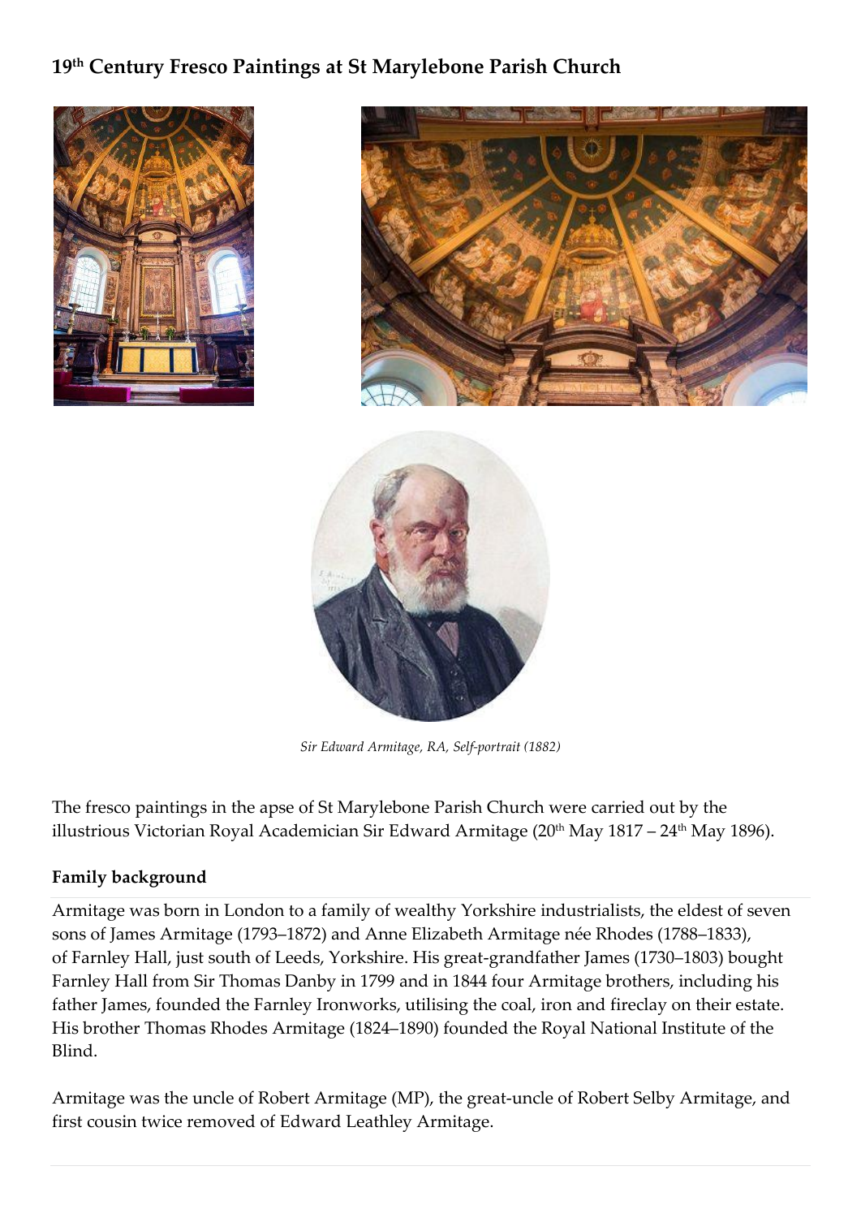## 19th Century Fresco Paintings at St Marylebone Parish Church

*Sir Edward Armitage, RA, Self-portrait (1882)*

The fresco paintings in the apse of St Marylebone Parish Church were carried out by the illustrious Victorian Royal Academician Sir Edward Armitage (20th May 1817 – 24th May 1896).

### Family background

Armitage was born in London to a family of wealthy Yorkshire industrialists, the eldest of seven sons of James Armitage (1793–1872) and Anne Elizabeth Armitage née Rhodes (1788–1833), of Farnley Hall, just south of Leeds, Yorkshire. His great-grandfather James (1730–1803) bought Farnley Hall from Sir Thomas Danby in 1799 and in 1844 four Armitage brothers, including his father James, founded the Farnley Ironworks, utilising the coal, iron and fireclay on their estate. His brother Thomas Rhodes Armitage (1824–1890) founded the Royal National Institute of the Blind.

Armitage was the uncle of Robert Armitage (MP), the great-uncle of Robert Selby Armitage, and first cousin twice removed of Edward Leathley Armitage.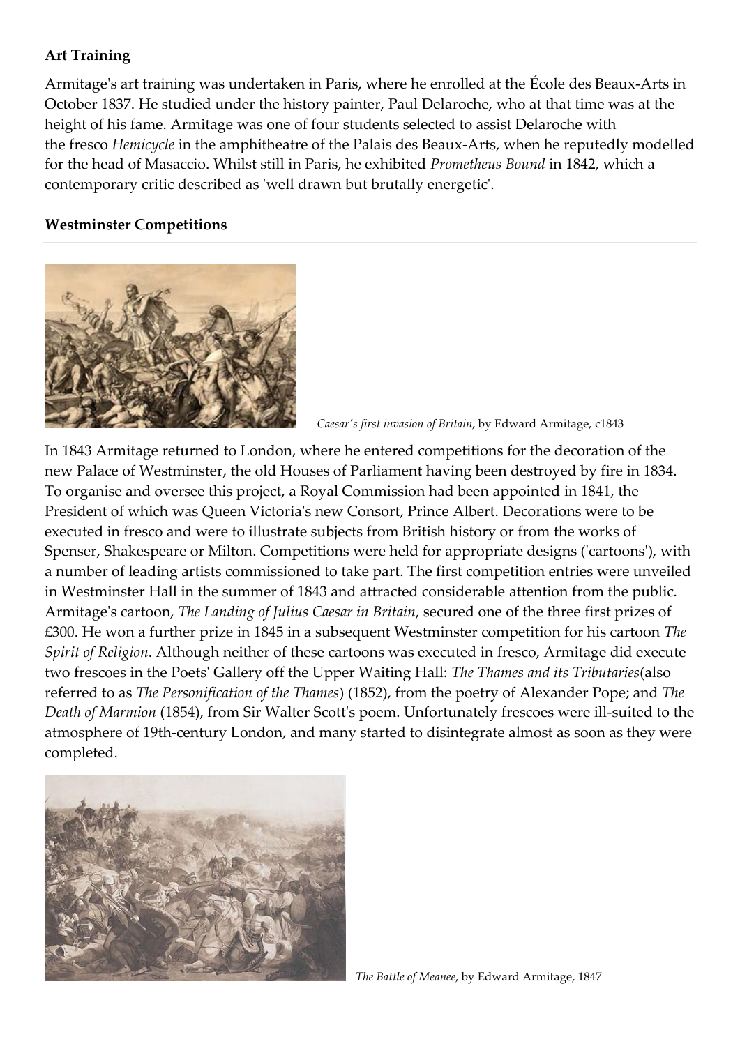### Art Training

Armitage's art training was undertaken in Paris, where he enrolled at the École des Beaux-Arts in October 1837. He studied under the history painter, Paul Delaroche, who at that time was at the height of his fame. Armitage was one of four students selected to assist Delaroche with the fresco *Hemicycle* in the amphitheatre of the Palais des Beaux-Arts, when he reputedly modelled for the head of Masaccio. Whilst still in Paris, he exhibited *Prometheus Bound* in 1842, which a contemporary critic described as 'well drawn but brutally energetic'.

### Westminster Competitions

*Caesar's first invasion of Britain*, by Edward Armitage, c1843

In 1843 Armitage returned to London, where he entered competitions for the decoration of the new Palace of Westminster, the old Houses of Parliament having been destroyed by fire in 1834. To organise and oversee this project, a Royal Commission had been appointed in 1841, the President of which was Queen Victoria's new Consort, Prince Albert. Decorations were to be executed in fresco and were to illustrate subjects from British history or from the works of Spenser, Shakespeare or Milton. Competitions were held for appropriate designs ('cartoons'), with a number of leading artists commissioned to take part. The first competition entries were unveiled in Westminster Hall in the summer of 1843 and attracted considerable attention from the public. Armitage's cartoon, *The Landing of Julius Caesar in Britain*, secured one of the three first prizes of £300. He won a further prize in 1845 in a subsequent Westminster competition for his cartoon *The Spirit of Religion*. Although neither of these cartoons was executed in fresco, Armitage did execute two frescoes in the Poets' Gallery off the Upper Waiting Hall: *The Thames and its Tributaries*(also referred to as *The Personification of the Thames*) (1852), from the poetry of Alexander Pope; and *The Death of Marmion* (1854), from Sir Walter Scott's poem. Unfortunately frescoes were ill-suited to the atmosphere of 19th-century London, and many started to disintegrate almost as soon as they were completed.

*The Battle of Meanee*, by Edward Armitage, 1847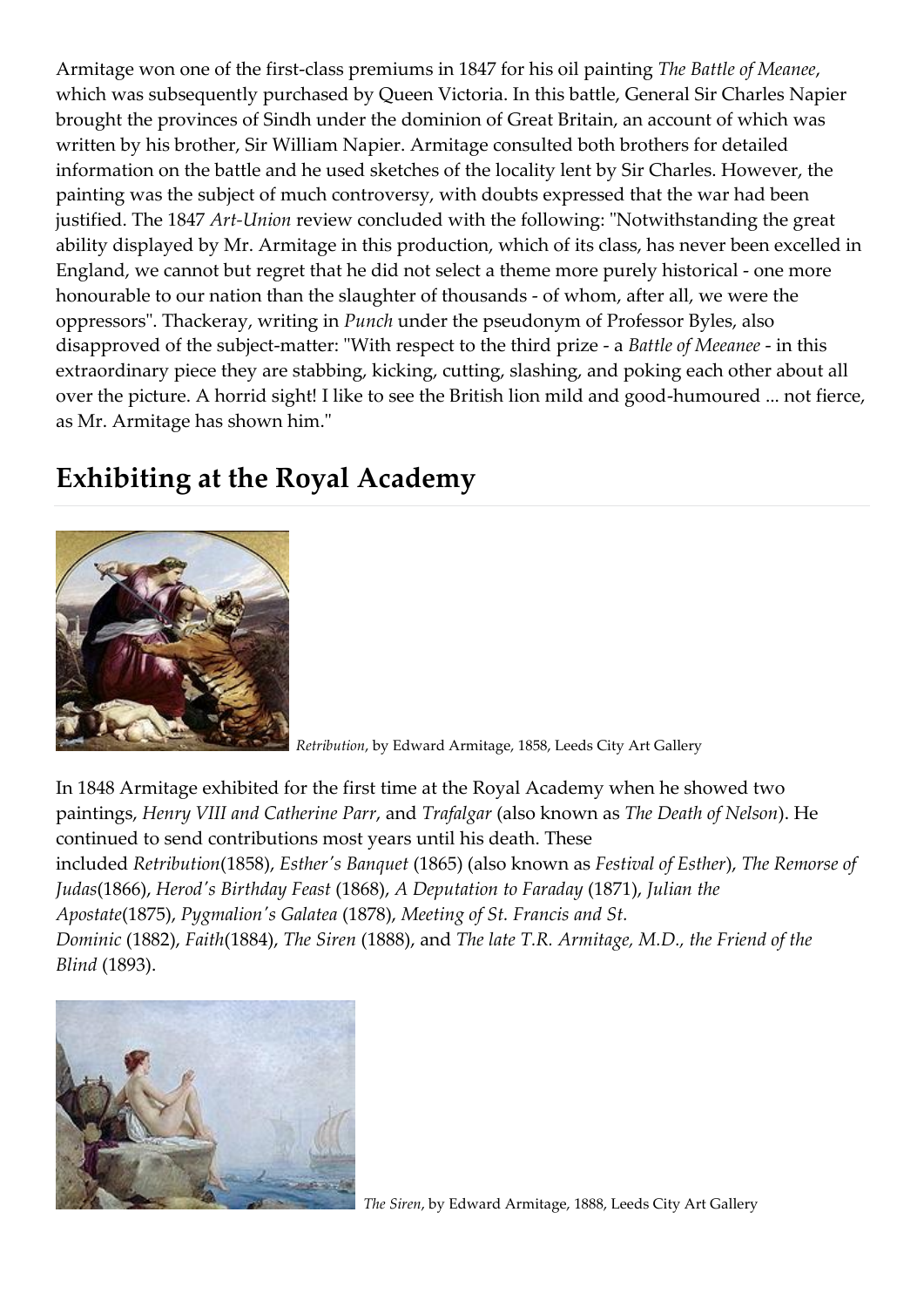Armitage won one of the first-class premiums in 1847 for his oil painting *The Battle of Meanee*, which was subsequently purchased by Queen Victoria. In this battle, General Sir Charles Napier brought the provinces of Sindh under the dominion of Great Britain, an account of which was written by his brother, Sir William Napier. Armitage consulted both brothers for detailed information on the battle and he used sketches of the locality lent by Sir Charles. However, the painting was the subject of much controversy, with doubts expressed that the war had been justified. The 1847 *Art-Union* review concluded with the following: "Notwithstanding the great ability displayed by Mr. Armitage in this production, which of its class, has never been excelled in England, we cannot but regret that he did not select a theme more purely historical - one more honourable to our nation than the slaughter of thousands - of whom, after all, we were the oppressors". Thackeray, writing in *Punch* under the pseudonym of Professor Byles, also disapproved of the subject-matter: "With respect to the third prize - a *Battle of Meeanee* - in this extraordinary piece they are stabbing, kicking, cutting, slashing, and poking each other about all over the picture. A horrid sight! I like to see the British lion mild and good-humoured ... not fierce, as Mr. Armitage has shown him."

## Exhibiting at the Royal Academy

*Retribution*, by Edward Armitage, 1858, Leeds City Art Gallery

In 1848 Armitage exhibited for the first time at the Royal Academy when he showed two paintings, *Henry VIII and Catherine Parr*, and *Trafalgar* (also known as *The Death of Nelson*). He continued to send contributions most years until his death. These included *Retribution*(1858), *Esther's Banquet* (1865) (also known as *Festival of Esther*), *The Remorse of Judas*(1866), *Herod's Birthday Feast* (1868), *A Deputation to Faraday* (1871), *Julian the Apostate*(1875), *Pygmalion's Galatea* (1878), *Meeting of St. Francis and St. Dominic* (1882), *Faith*(1884), *The Siren* (1888), and *The late T.R. Armitage, M.D., the Friend of the Blind* (1893).

*The Siren*, by Edward Armitage, 1888, Leeds City Art Gallery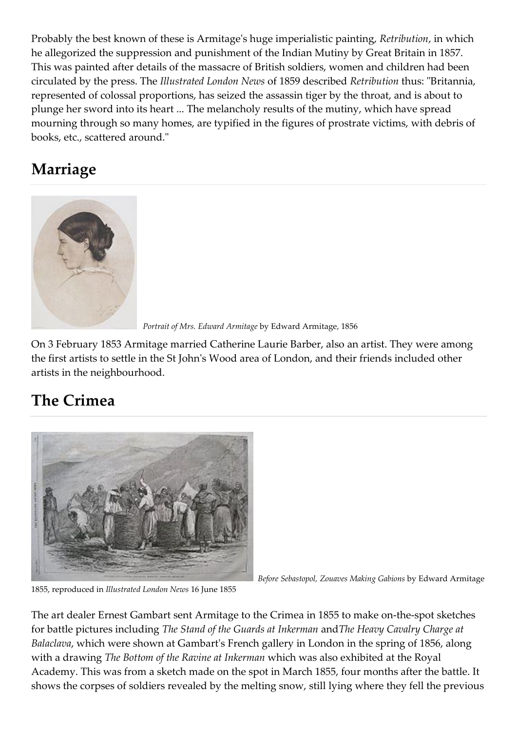Probably the best known of these is Armitage's huge imperialistic painting, *Retribution*, in which he allegorized the suppression and punishment of the Indian Mutiny by Great Britain in 1857. This was painted after details of the massacre of British soldiers, women and children had been circulated by the press. The *Illustrated London News* of 1859 described *Retribution* thus: "Britannia, represented of colossal proportions, has seized the assassin tiger by the throat, and is about to plunge her sword into its heart ... The melancholy results of the mutiny, which have spread mourning through so many homes, are typified in the figures of prostrate victims, with debris of books, etc., scattered around."

## Marriage

*Portrait of Mrs. Edward Armitage* by Edward Armitage, 1856

On 3 February 1853 Armitage married Catherine Laurie Barber, also an artist. They were among the first artists to settle in the St John's Wood area of London, and their friends included other artists in the neighbourhood.

## The Crimea

*Before Sebastopol, Zouaves Making Gabions* by Edward Armitage 1855, reproduced in *Illustrated London News* 16 June 1855

The art dealer Ernest Gambart sent Armitage to the Crimea in 1855 to make on-the-spot sketches for battle pictures including *The Stand of the Guards at Inkerman* and*The Heavy Cavalry Charge at Balaclava*, which were shown at Gambart's French gallery in London in the spring of 1856, along with a drawing *The Bottom of the Ravine at Inkerman* which was also exhibited at the Royal Academy. This was from a sketch made on the spot in March 1855, four months after the battle. It shows the corpses of soldiers revealed by the melting snow, still lying where they fell the previous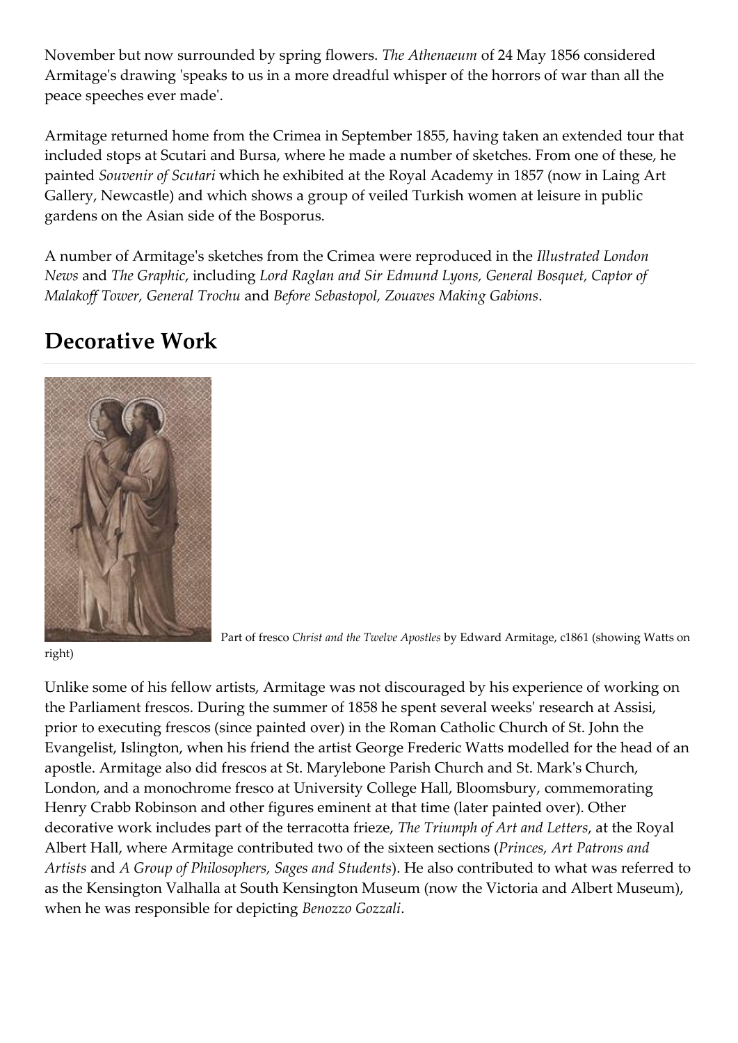November but now surrounded by spring flowers. *The Athenaeum* of 24 May 1856 considered Armitage's drawing 'speaks to us in a more dreadful whisper of the horrors of war than all the peace speeches ever made'.

Armitage returned home from the Crimea in September 1855, having taken an extended tour that included stops at Scutari and Bursa, where he made a number of sketches. From one of these, he painted *Souvenir of Scutari* which he exhibited at the Royal Academy in 1857 (now in Laing Art Gallery, Newcastle) and which shows a group of veiled Turkish women at leisure in public gardens on the Asian side of the Bosporus.

A number of Armitage's sketches from the Crimea were reproduced in the *Illustrated London News* and *The Graphic*, including *Lord Raglan and Sir Edmund Lyons, General Bosquet, Captor of Malakoff Tower, General Trochu* and *Before Sebastopol, Zouaves Making Gabions*.

## Decorative Work

Part of fresco *Christ and the Twelve Apostles* by Edward Armitage, c1861 (showing Watts on right)

Unlike some of his fellow artists, Armitage was not discouraged by his experience of working on the Parliament frescos. During the summer of 1858 he spent several weeks' research at Assisi, prior to executing frescos (since painted over) in the Roman Catholic Church of St. John the Evangelist, Islington, when his friend the artist George Frederic Watts modelled for the head of an apostle. Armitage also did frescos at St. Marylebone Parish Church and St. Mark's Church, London, and a monochrome fresco at University College Hall, Bloomsbury, commemorating Henry Crabb Robinson and other figures eminent at that time (later painted over). Other decorative work includes part of the terracotta frieze, *The Triumph of Art and Letters*, at the Royal Albert Hall, where Armitage contributed two of the sixteen sections (*Princes, Art Patrons and Artists* and *A Group of Philosophers, Sages and Students*). He also contributed to what was referred to as the Kensington Valhalla at South Kensington Museum (now the Victoria and Albert Museum), when he was responsible for depicting *Benozzo Gozzali*.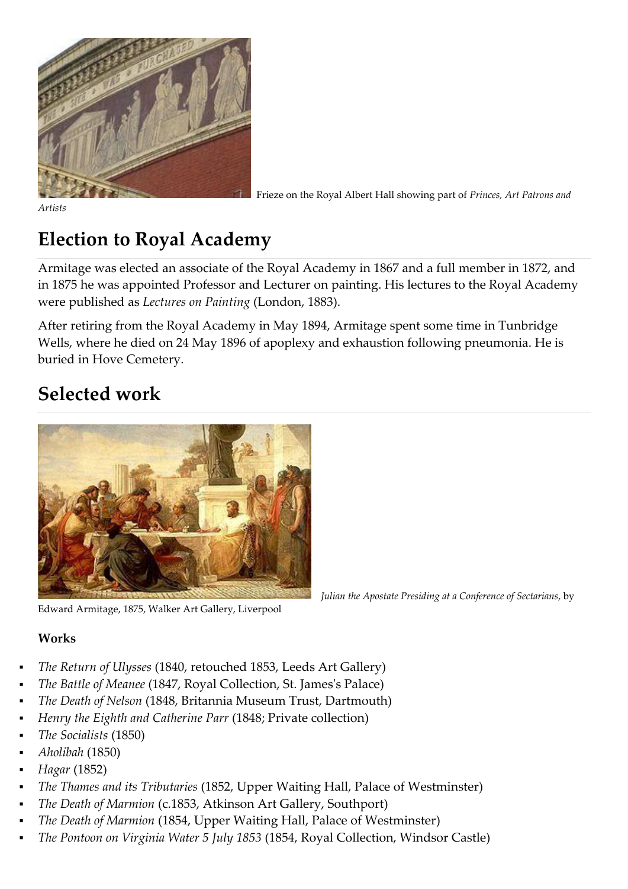Frieze on the Royal Albert Hall showing part of *Princes, Art Patrons and Artists*

## Election to Royal Academy

Armitage was elected an associate of the Royal Academy in 1867 and a full member in 1872, and in 1875 he was appointed Professor and Lecturer on painting. His lectures to the Royal Academy were published as *Lectures on Painting* (London, 1883).

After retiring from the Royal Academy in May 1894, Armitage spent some time in Tunbridge Wells, where he died on 24 May 1896 of apoplexy and exhaustion following pneumonia. He is buried in Hove Cemetery.

## Selected work

*Julian the Apostate Presiding at a Conference of Sectarians*, by Edward Armitage, 1875, Walker Art Gallery, Liverpool

**Works**

- *The Return of Ulysses* (1840, retouched 1853, Leeds Art Gallery)
- *The Battle of Meanee* (1847, Royal Collection, St. James's Palace)
- *The Death of Nelson* (1848, Britannia Museum Trust, Dartmouth)
- *Henry the Eighth and Catherine Parr* (1848; Private collection)
- *The Socialists* (1850)
- *Aholibah* (1850)
- *Hagar* (1852)
- *The Thames and its Tributaries* (1852, Upper Waiting Hall, Palace of Westminster)
- *The Death of Marmion* (c.1853, Atkinson Art Gallery, Southport)
- *The Death of Marmion* (1854, Upper Waiting Hall, Palace of Westminster)
- *The Pontoon on Virginia Water 5 July 1853* (1854, Royal Collection, Windsor Castle)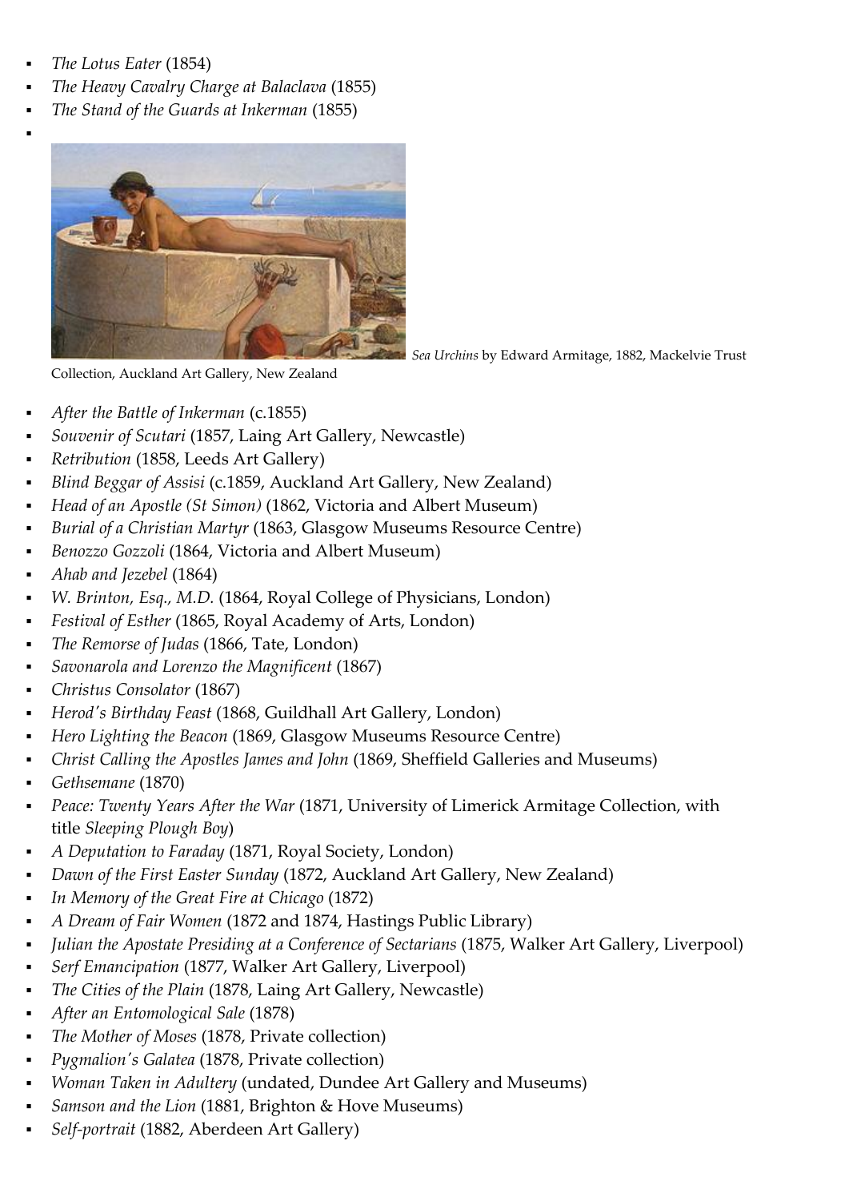- *The Lotus Eater* (1854)
- *The Heavy Cavalry Charge at Balaclava* (1855)
- *The Stand of the Guards at Inkerman* (1855)
- *Sea Urchins* by Edward Armitage, 1882, Mackelvie Trust Collection, Auckland Art Gallery, New Zealand

- *After the Battle of Inkerman* (c.1855)
- *Souvenir of Scutari* (1857, Laing Art Gallery, Newcastle)
- *Retribution* (1858, Leeds Art Gallery)
- *Blind Beggar of Assisi* (c.1859, Auckland Art Gallery, New Zealand)
- *Head of an Apostle (St Simon)* (1862, Victoria and Albert Museum)
- *Burial of a Christian Martyr* (1863, Glasgow Museums Resource Centre)
- *Benozzo Gozzoli* (1864, Victoria and Albert Museum)
- *Ahab and Jezebel* (1864)
- *W. Brinton, Esq., M.D.* (1864, Royal College of Physicians, London)
- *Festival of Esther* (1865, Royal Academy of Arts, London)
- *The Remorse of Judas* (1866, Tate, London)
- *Savonarola and Lorenzo the Magnificent* (1867)
- *Christus Consolator* (1867)
- *Herod's Birthday Feast* (1868, Guildhall Art Gallery, London)
- *Hero Lighting the Beacon* (1869, Glasgow Museums Resource Centre)
- *Christ Calling the Apostles James and John* (1869, Sheffield Galleries and Museums)
- *Gethsemane* (1870)
- *Peace: Twenty Years After the War* (1871, University of Limerick Armitage Collection, with title *Sleeping Plough Boy*)
- *A Deputation to Faraday* (1871, Royal Society, London)
- *Dawn of the First Easter Sunday* (1872, Auckland Art Gallery, New Zealand)
- *In Memory of the Great Fire at Chicago* (1872)
- *A Dream of Fair Women* (1872 and 1874, Hastings Public Library)
- *Julian the Apostate Presiding at a Conference of Sectarians* (1875, Walker Art Gallery, Liverpool)
- *Serf Emancipation* (1877, Walker Art Gallery, Liverpool)
- *The Cities of the Plain* (1878, Laing Art Gallery, Newcastle)
- *After an Entomological Sale* (1878)
- *The Mother of Moses* (1878, Private collection)
- *Pygmalion's Galatea* (1878, Private collection)
- *Woman Taken in Adultery* (undated, Dundee Art Gallery and Museums)
- *Samson and the Lion* (1881, Brighton & Hove Museums)
- *Self-portrait* (1882, Aberdeen Art Gallery)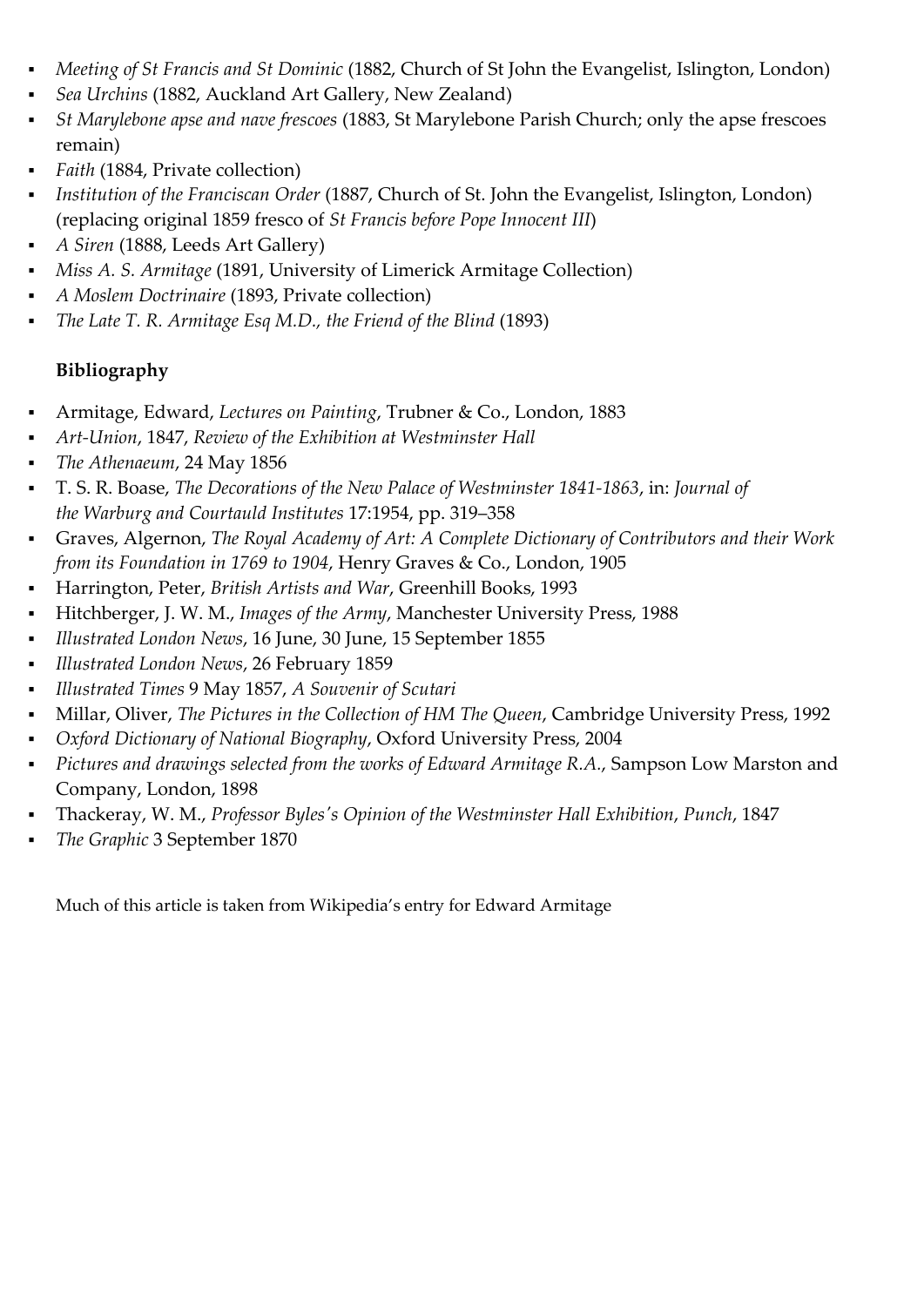- *Meeting of St Francis and St Dominic* (1882, Church of St John the Evangelist, Islington, London)
- *Sea Urchins* (1882, Auckland Art Gallery, New Zealand)
- *St Marylebone apse and nave frescoes* (1883, St Marylebone Parish Church; only the apse frescoes remain)
- *Faith* (1884, Private collection)
- *Institution of the Franciscan Order* (1887, Church of St. John the Evangelist, Islington, London) (replacing original 1859 fresco of *St Francis before Pope Innocent III*)
- *A Siren* (1888, Leeds Art Gallery)
- *Miss A. S. Armitage* (1891, University of Limerick Armitage Collection)
- *A Moslem Doctrinaire* (1893, Private collection)
- *The Late T. R. Armitage Esq M.D., the Friend of the Blind* (1893)

**Bibliography**

- Armitage, Edward, *Lectures on Painting*, Trubner & Co., London, 1883
- *Art-Union*, 1847, *Review of the Exhibition at Westminster Hall*
- *The Athenaeum*, 24 May 1856
- T. S. R. Boase, *The Decorations of the New Palace of Westminster 1841-1863*, in: *Journal of the Warburg and Courtauld Institutes* 17:1954, pp. 319–358
- Graves, Algernon, *The Royal Academy of Art: A Complete Dictionary of Contributors and their Work from its Foundation in 1769 to 1904*, Henry Graves & Co., London, 1905
- Harrington, Peter, *British Artists and War*, Greenhill Books, 1993
- Hitchberger, J. W. M., *Images of the Army*, Manchester University Press, 1988
- *Illustrated London News*, 16 June, 30 June, 15 September 1855
- *Illustrated London News*, 26 February 1859
- *Illustrated Times* 9 May 1857, *A Souvenir of Scutari*
- Millar, Oliver, *The Pictures in the Collection of HM The Queen*, Cambridge University Press, 1992
- *Oxford Dictionary of National Biography*, Oxford University Press, 2004
- *Pictures and drawings selected from the works of Edward Armitage R.A.*, Sampson Low Marston and Company, London, 1898
- Thackeray, W. M., *Professor Byles's Opinion of the Westminster Hall Exhibition*, *Punch*, 1847
- *The Graphic* 3 September 1870

Much of this article is taken from Wikipedia's entry for Edward Armitage